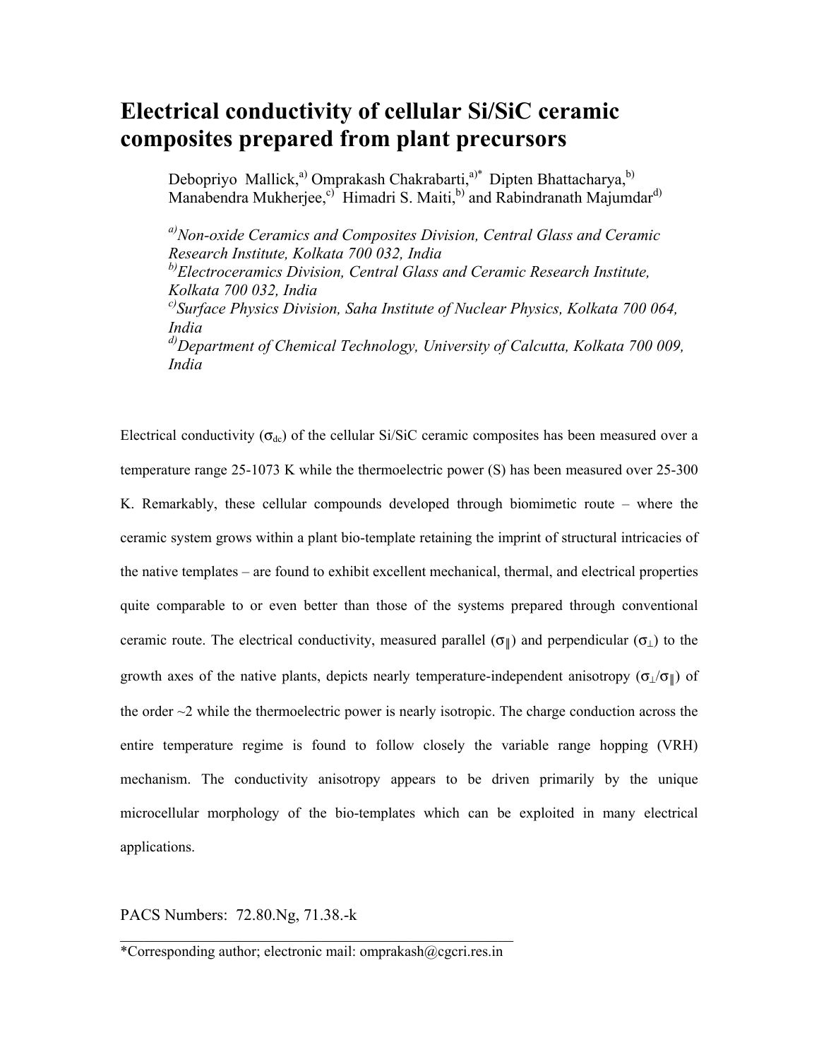# Electrical conductivity of cellular Si/SiC ceramic composites prepared from plant precursors

Debopriyo Mallick,[a)] Omprakash Chakrabarti,[a)*] Dipten Bhattacharya,[b)] Manabendra Mukherjee,[c)] Himadri S. Maiti,[b)] and Rabindranath Majumdar[d)]

*[a)]Non-oxide Ceramics and Composites Division, Central Glass and Ceramic Research Institute, Kolkata 700 032, India*
*[b)]Electroceramics Division, Central Glass and Ceramic Research Institute, Kolkata 700 032, India*
*[c)]Surface Physics Division, Saha Institute of Nuclear Physics, Kolkata 700 064, India*
*[d)]Department of Chemical Technology, University of Calcutta, Kolkata 700 009, India*

Electrical conductivity ($\sigma_{dc}$) of the cellular Si/SiC ceramic composites has been measured over a temperature range 25-1073 K while the thermoelectric power (S) has been measured over 25-300 K. Remarkably, these cellular compounds developed through biomimetic route – where the ceramic system grows within a plant bio-template retaining the imprint of structural intricacies of the native templates – are found to exhibit excellent mechanical, thermal, and electrical properties quite comparable to or even better than those of the systems prepared through conventional ceramic route. The electrical conductivity, measured parallel ($\sigma_{\parallel}$) and perpendicular ($\sigma_{\perp}$) to the growth axes of the native plants, depicts nearly temperature-independent anisotropy ($\sigma_{\perp}/\sigma_{\parallel}$) of the order ~2 while the thermoelectric power is nearly isotropic. The charge conduction across the entire temperature regime is found to follow closely the variable range hopping (VRH) mechanism. The conductivity anisotropy appears to be driven primarily by the unique microcellular morphology of the bio-templates which can be exploited in many electrical applications.

PACS Numbers: 72.80.Ng, 71.38.-k

*Corresponding author; electronic mail: omprakash@cgcri.res.in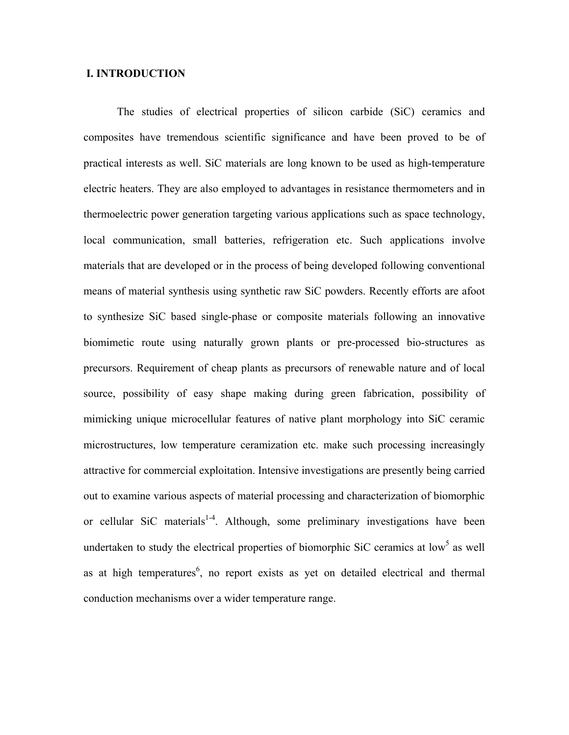## I. INTRODUCTION

The studies of electrical properties of silicon carbide (SiC) ceramics and composites have tremendous scientific significance and have been proved to be of practical interests as well. SiC materials are long known to be used as high-temperature electric heaters. They are also employed to advantages in resistance thermometers and in thermoelectric power generation targeting various applications such as space technology, local communication, small batteries, refrigeration etc. Such applications involve materials that are developed or in the process of being developed following conventional means of material synthesis using synthetic raw SiC powders. Recently efforts are afoot to synthesize SiC based single-phase or composite materials following an innovative biomimetic route using naturally grown plants or pre-processed bio-structures as precursors. Requirement of cheap plants as precursors of renewable nature and of local source, possibility of easy shape making during green fabrication, possibility of mimicking unique microcellular features of native plant morphology into SiC ceramic microstructures, low temperature ceramization etc. make such processing increasingly attractive for commercial exploitation. Intensive investigations are presently being carried out to examine various aspects of material processing and characterization of biomorphic or cellular SiC materials[1-4]. Although, some preliminary investigations have been undertaken to study the electrical properties of biomorphic SiC ceramics at low[5] as well as at high temperatures[6], no report exists as yet on detailed electrical and thermal conduction mechanisms over a wider temperature range.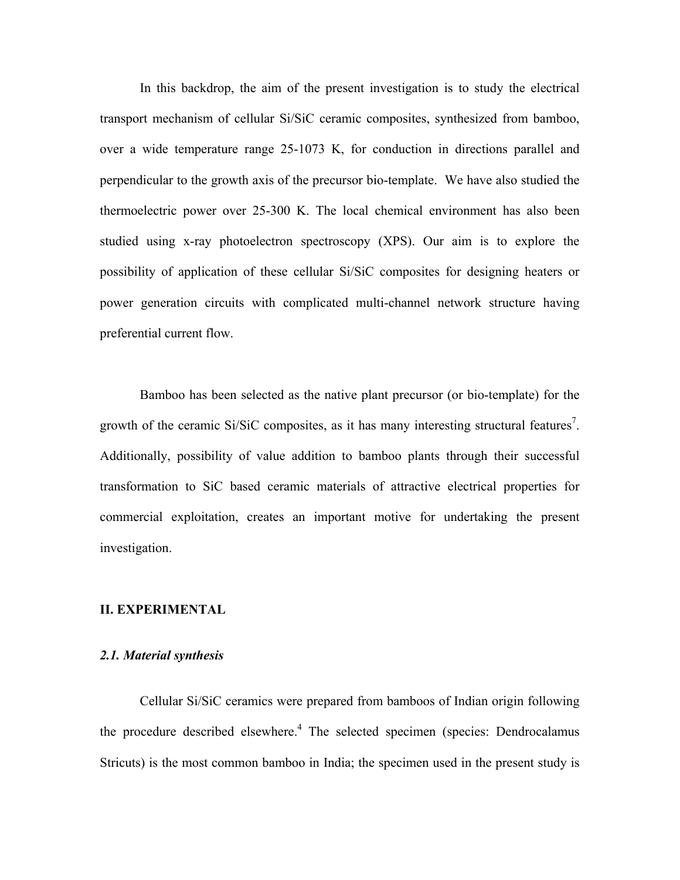In this backdrop, the aim of the present investigation is to study the electrical transport mechanism of cellular Si/SiC ceramic composites, synthesized from bamboo, over a wide temperature range 25-1073 K, for conduction in directions parallel and perpendicular to the growth axis of the precursor bio-template. We have also studied the thermoelectric power over 25-300 K. The local chemical environment has also been studied using x-ray photoelectron spectroscopy (XPS). Our aim is to explore the possibility of application of these cellular Si/SiC composites for designing heaters or power generation circuits with complicated multi-channel network structure having preferential current flow.

Bamboo has been selected as the native plant precursor (or bio-template) for the growth of the ceramic Si/SiC composites, as it has many interesting structural features[7]. Additionally, possibility of value addition to bamboo plants through their successful transformation to SiC based ceramic materials of attractive electrical properties for commercial exploitation, creates an important motive for undertaking the present investigation.

## II. EXPERIMENTAL

### *2.1. Material synthesis*

Cellular Si/SiC ceramics were prepared from bamboos of Indian origin following the procedure described elsewhere.[4] The selected specimen (species: Dendrocalamus Stricuts) is the most common bamboo in India; the specimen used in the present study is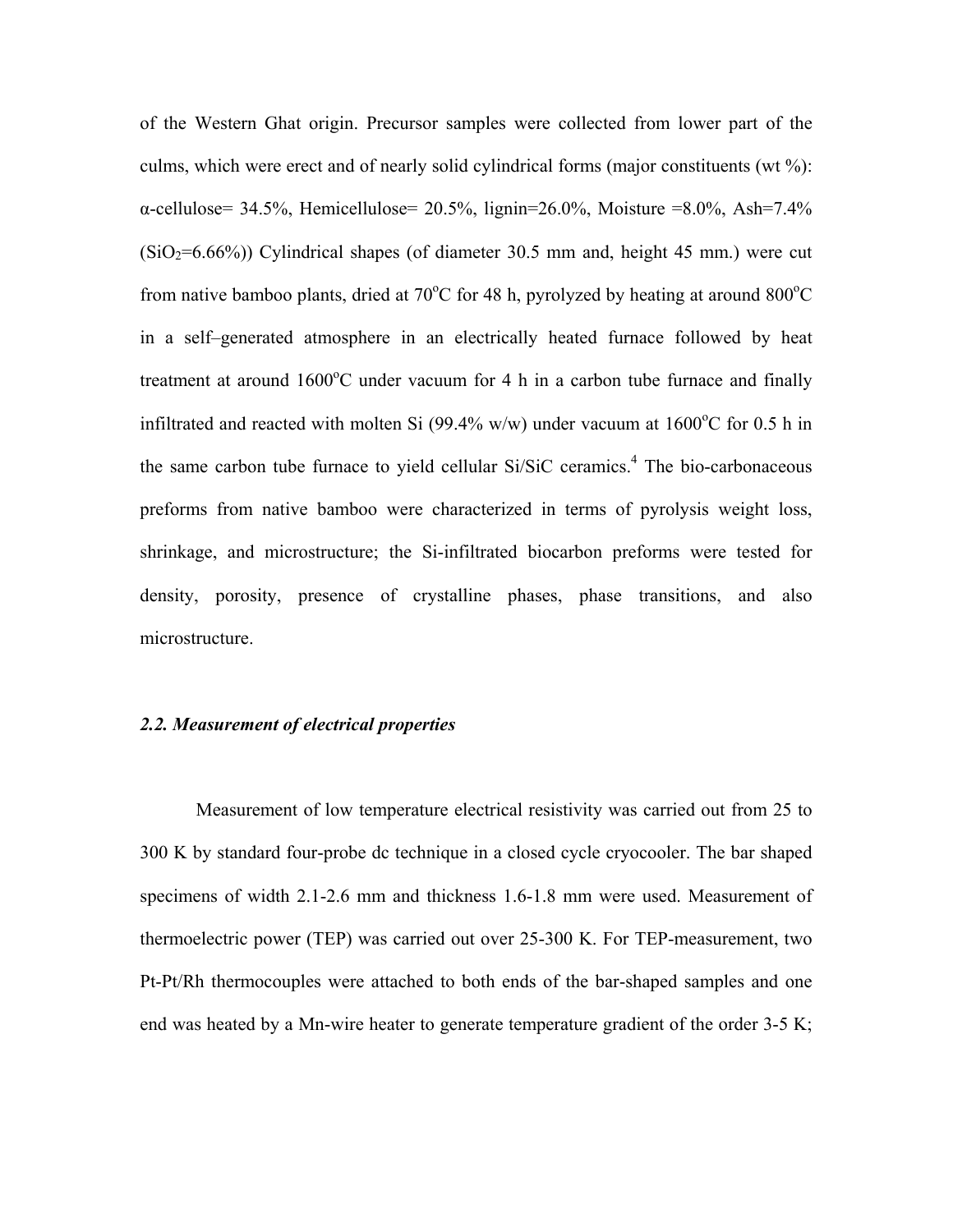of the Western Ghat origin. Precursor samples were collected from lower part of the culms, which were erect and of nearly solid cylindrical forms (major constituents (wt %): α-cellulose= 34.5%, Hemicellulose= 20.5%, lignin=26.0%, Moisture =8.0%, Ash=7.4% ($SiO_2$=6.66%)) Cylindrical shapes (of diameter 30.5 mm and, height 45 mm.) were cut from native bamboo plants, dried at 70$^o$C for 48 h, pyrolyzed by heating at around 800$^o$C in a self–generated atmosphere in an electrically heated furnace followed by heat treatment at around 1600$^o$C under vacuum for 4 h in a carbon tube furnace and finally infiltrated and reacted with molten Si (99.4% w/w) under vacuum at 1600$^o$C for 0.5 h in the same carbon tube furnace to yield cellular Si/SiC ceramics.[4] The bio-carbonaceous preforms from native bamboo were characterized in terms of pyrolysis weight loss, shrinkage, and microstructure; the Si-infiltrated biocarbon preforms were tested for density, porosity, presence of crystalline phases, phase transitions, and also microstructure.

### *2.2. Measurement of electrical properties*

Measurement of low temperature electrical resistivity was carried out from 25 to 300 K by standard four-probe dc technique in a closed cycle cryocooler. The bar shaped specimens of width 2.1-2.6 mm and thickness 1.6-1.8 mm were used. Measurement of thermoelectric power (TEP) was carried out over 25-300 K. For TEP-measurement, two Pt-Pt/Rh thermocouples were attached to both ends of the bar-shaped samples and one end was heated by a Mn-wire heater to generate temperature gradient of the order 3-5 K;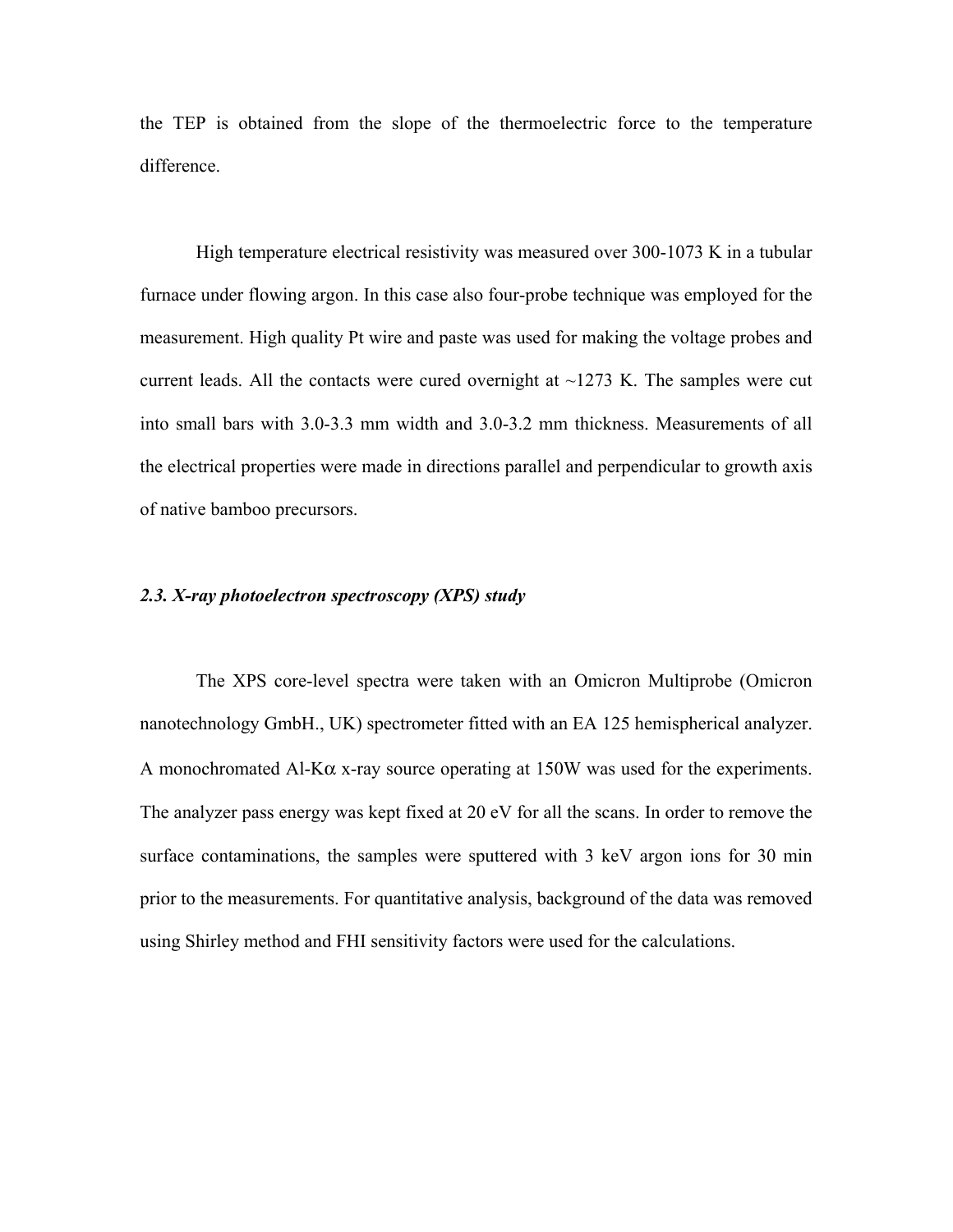the TEP is obtained from the slope of the thermoelectric force to the temperature difference.

High temperature electrical resistivity was measured over 300-1073 K in a tubular furnace under flowing argon. In this case also four-probe technique was employed for the measurement. High quality Pt wire and paste was used for making the voltage probes and current leads. All the contacts were cured overnight at ~1273 K. The samples were cut into small bars with 3.0-3.3 mm width and 3.0-3.2 mm thickness. Measurements of all the electrical properties were made in directions parallel and perpendicular to growth axis of native bamboo precursors.

### *2.3. X-ray photoelectron spectroscopy (XPS) study*

The XPS core-level spectra were taken with an Omicron Multiprobe (Omicron nanotechnology GmbH., UK) spectrometer fitted with an EA 125 hemispherical analyzer. A monochromated Al-K$\alpha$ x-ray source operating at 150W was used for the experiments. The analyzer pass energy was kept fixed at 20 eV for all the scans. In order to remove the surface contaminations, the samples were sputtered with 3 keV argon ions for 30 min prior to the measurements. For quantitative analysis, background of the data was removed using Shirley method and FHI sensitivity factors were used for the calculations.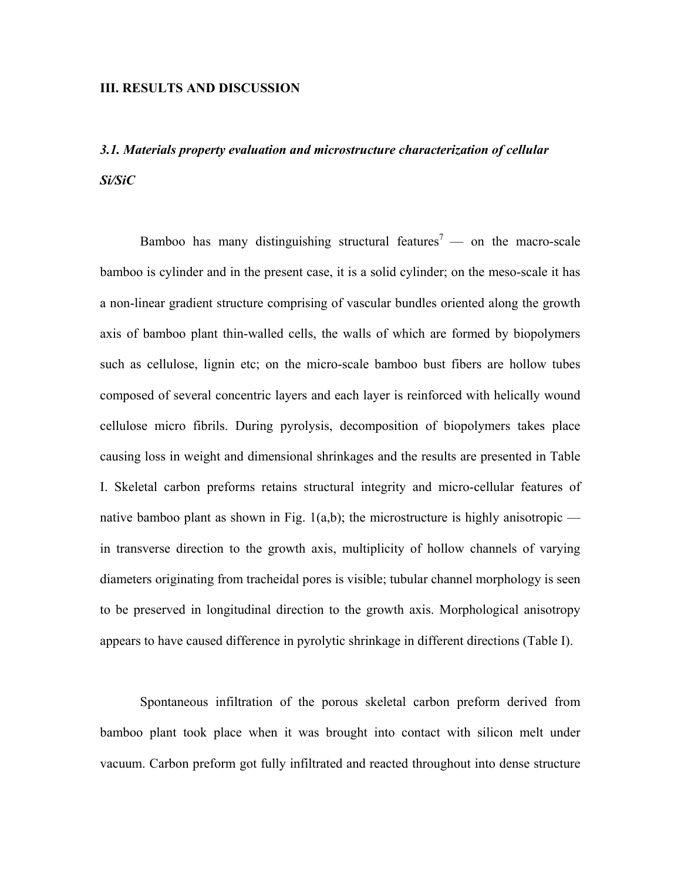## III. RESULTS AND DISCUSSION

### *3.1. Materials property evaluation and microstructure characterization of cellular Si/SiC*

Bamboo has many distinguishing structural features[7] — on the macro-scale bamboo is cylinder and in the present case, it is a solid cylinder; on the meso-scale it has a non-linear gradient structure comprising of vascular bundles oriented along the growth axis of bamboo plant thin-walled cells, the walls of which are formed by biopolymers such as cellulose, lignin etc; on the micro-scale bamboo bust fibers are hollow tubes composed of several concentric layers and each layer is reinforced with helically wound cellulose micro fibrils. During pyrolysis, decomposition of biopolymers takes place causing loss in weight and dimensional shrinkages and the results are presented in Table I. Skeletal carbon preforms retains structural integrity and micro-cellular features of native bamboo plant as shown in Fig. 1(a,b); the microstructure is highly anisotropic — in transverse direction to the growth axis, multiplicity of hollow channels of varying diameters originating from tracheidal pores is visible; tubular channel morphology is seen to be preserved in longitudinal direction to the growth axis. Morphological anisotropy appears to have caused difference in pyrolytic shrinkage in different directions (Table I).

Spontaneous infiltration of the porous skeletal carbon preform derived from bamboo plant took place when it was brought into contact with silicon melt under vacuum. Carbon preform got fully infiltrated and reacted throughout into dense structure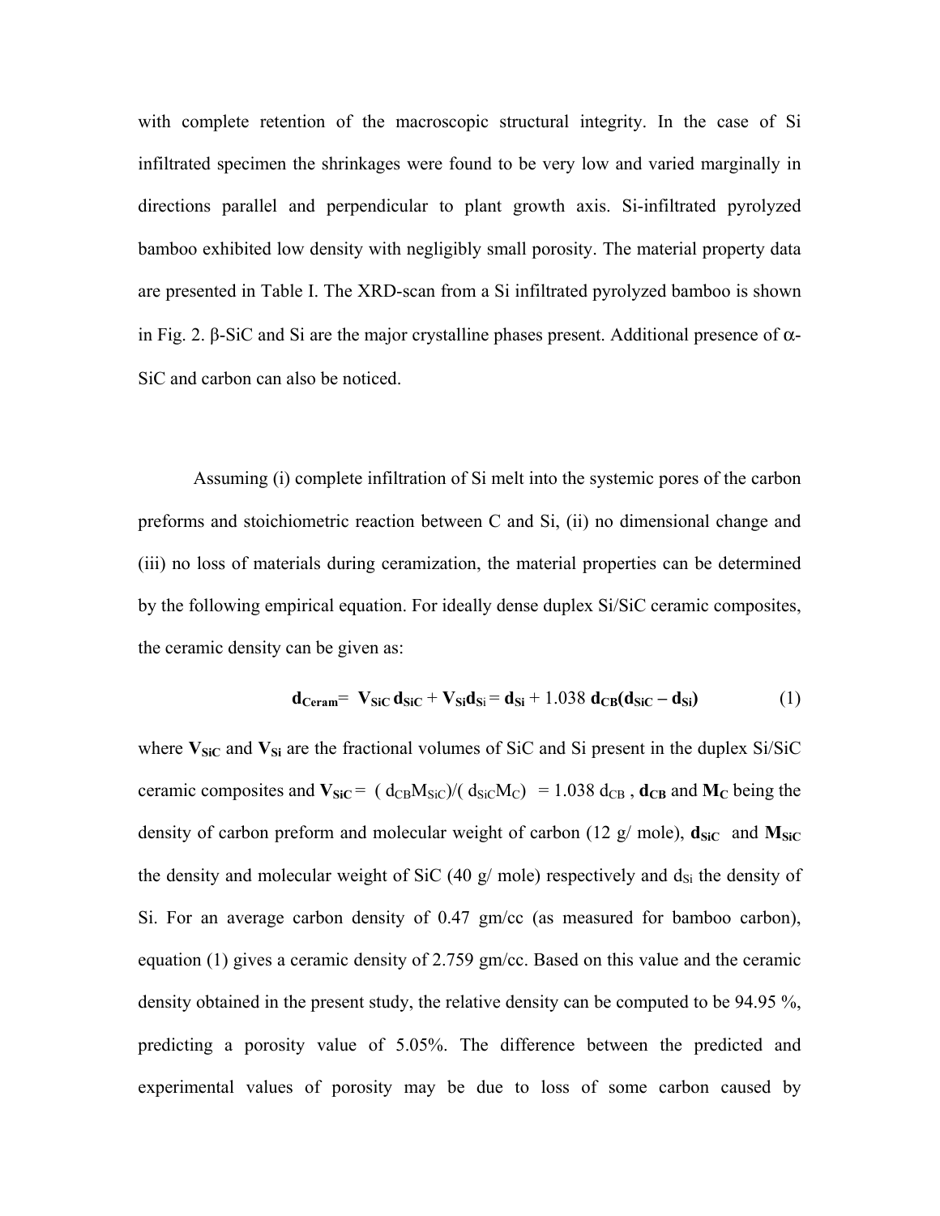with complete retention of the macroscopic structural integrity. In the case of Si infiltrated specimen the shrinkages were found to be very low and varied marginally in directions parallel and perpendicular to plant growth axis. Si-infiltrated pyrolyzed bamboo exhibited low density with negligibly small porosity. The material property data are presented in Table I. The XRD-scan from a Si infiltrated pyrolyzed bamboo is shown in Fig. 2. β-SiC and Si are the major crystalline phases present. Additional presence of α-SiC and carbon can also be noticed.

Assuming (i) complete infiltration of Si melt into the systemic pores of the carbon preforms and stoichiometric reaction between C and Si, (ii) no dimensional change and (iii) no loss of materials during ceramization, the material properties can be determined by the following empirical equation. For ideally dense duplex Si/SiC ceramic composites, the ceramic density can be given as:

$$\mathbf{d_{Ceram}} = \mathbf{V_{SiC}}\,\mathbf{d_{SiC}} + \mathbf{V_{Si}}\mathbf{d_{Si}} = \mathbf{d_{Si}} + 1.038\ \mathbf{d_{CB}}(\mathbf{d_{SiC}} - \mathbf{d_{Si}}) \qquad (1)$$

where $\mathbf{V_{SiC}}$ and $\mathbf{V_{Si}}$ are the fractional volumes of SiC and Si present in the duplex Si/SiC ceramic composites and $\mathbf{V_{SiC}} = (d_{CB}M_{SiC})/(d_{SiC}M_C) = 1.038\ d_{CB}$ , $\mathbf{d_{CB}}$ and $\mathbf{M_C}$ being the density of carbon preform and molecular weight of carbon (12 g/ mole), $\mathbf{d_{SiC}}$ and $\mathbf{M_{SiC}}$ the density and molecular weight of SiC (40 g/ mole) respectively and $d_{Si}$ the density of Si. For an average carbon density of 0.47 gm/cc (as measured for bamboo carbon), equation (1) gives a ceramic density of 2.759 gm/cc. Based on this value and the ceramic density obtained in the present study, the relative density can be computed to be 94.95 %, predicting a porosity value of 5.05%. The difference between the predicted and experimental values of porosity may be due to loss of some carbon caused by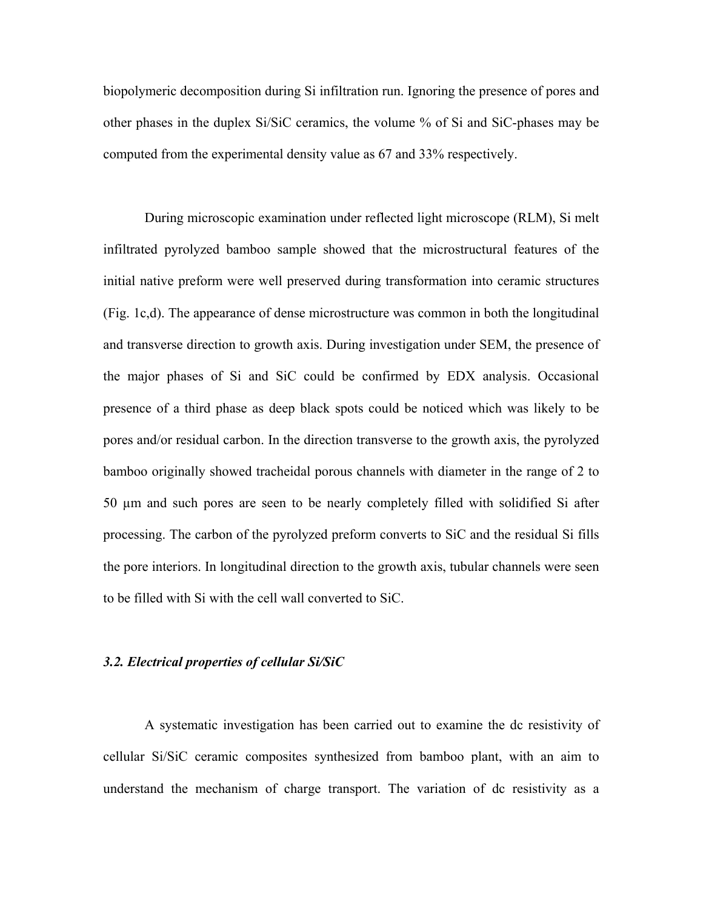biopolymeric decomposition during Si infiltration run. Ignoring the presence of pores and other phases in the duplex Si/SiC ceramics, the volume % of Si and SiC-phases may be computed from the experimental density value as 67 and 33% respectively.

During microscopic examination under reflected light microscope (RLM), Si melt infiltrated pyrolyzed bamboo sample showed that the microstructural features of the initial native preform were well preserved during transformation into ceramic structures (Fig. 1c,d). The appearance of dense microstructure was common in both the longitudinal and transverse direction to growth axis. During investigation under SEM, the presence of the major phases of Si and SiC could be confirmed by EDX analysis. Occasional presence of a third phase as deep black spots could be noticed which was likely to be pores and/or residual carbon. In the direction transverse to the growth axis, the pyrolyzed bamboo originally showed tracheidal porous channels with diameter in the range of 2 to 50 μm and such pores are seen to be nearly completely filled with solidified Si after processing. The carbon of the pyrolyzed preform converts to SiC and the residual Si fills the pore interiors. In longitudinal direction to the growth axis, tubular channels were seen to be filled with Si with the cell wall converted to SiC.

### *3.2. Electrical properties of cellular Si/SiC*

A systematic investigation has been carried out to examine the dc resistivity of cellular Si/SiC ceramic composites synthesized from bamboo plant, with an aim to understand the mechanism of charge transport. The variation of dc resistivity as a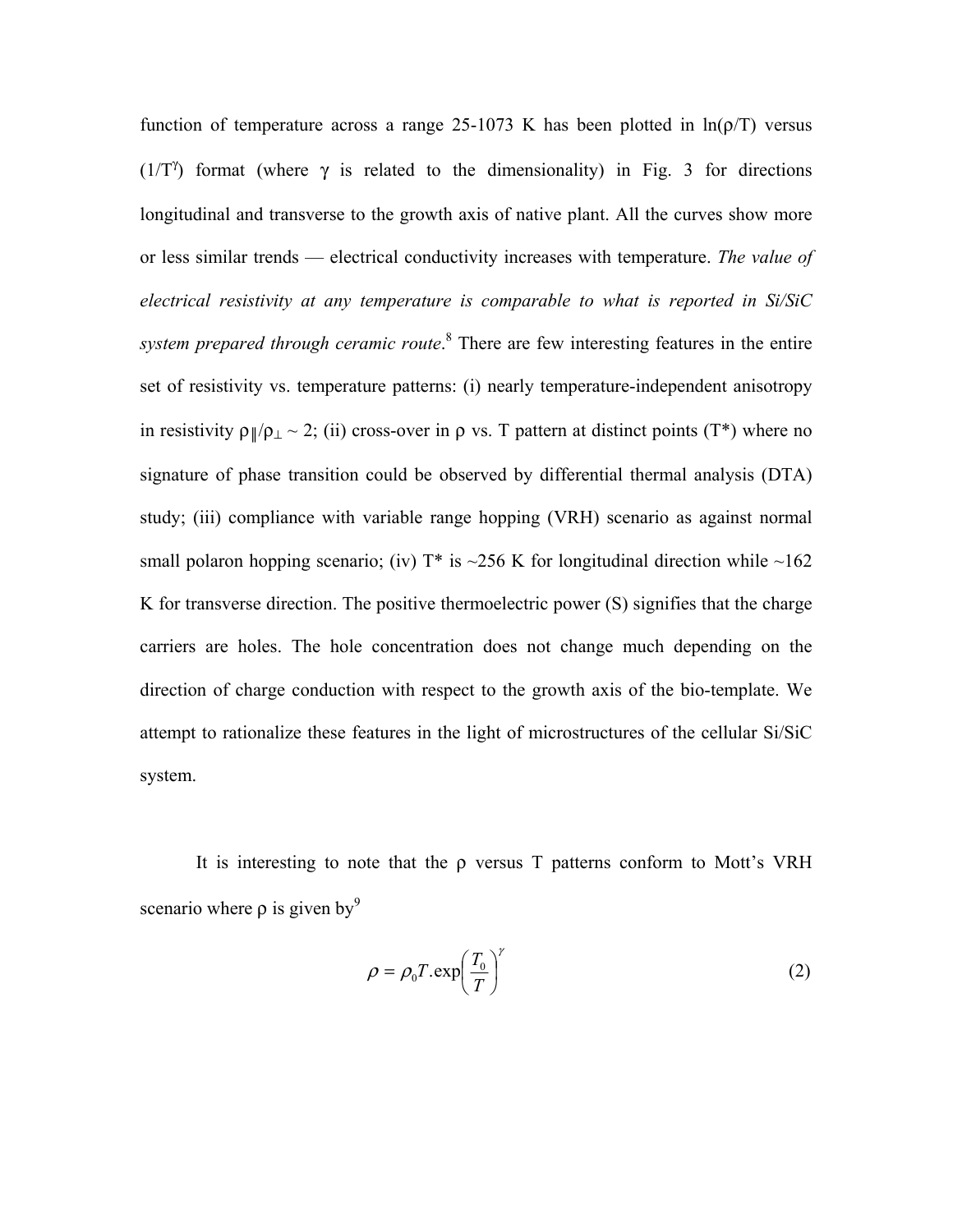function of temperature across a range 25-1073 K has been plotted in ln(ρ/T) versus ($1/T^{\gamma}$) format (where γ is related to the dimensionality) in Fig. 3 for directions longitudinal and transverse to the growth axis of native plant. All the curves show more or less similar trends — electrical conductivity increases with temperature. *The value of electrical resistivity at any temperature is comparable to what is reported in Si/SiC system prepared through ceramic route*.[8] There are few interesting features in the entire set of resistivity vs. temperature patterns: (i) nearly temperature-independent anisotropy in resistivity $\rho_{\parallel}/\rho_{\perp} \sim 2$; (ii) cross-over in ρ vs. T pattern at distinct points (T*) where no signature of phase transition could be observed by differential thermal analysis (DTA) study; (iii) compliance with variable range hopping (VRH) scenario as against normal small polaron hopping scenario; (iv) T* is ~256 K for longitudinal direction while ~162 K for transverse direction. The positive thermoelectric power (S) signifies that the charge carriers are holes. The hole concentration does not change much depending on the direction of charge conduction with respect to the growth axis of the bio-template. We attempt to rationalize these features in the light of microstructures of the cellular Si/SiC system.

It is interesting to note that the ρ versus T patterns conform to Mott's VRH scenario where ρ is given by[9]

$$\rho = \rho_0 T.\exp\left(\frac{T_0}{T}\right)^{\gamma} \tag{2}$$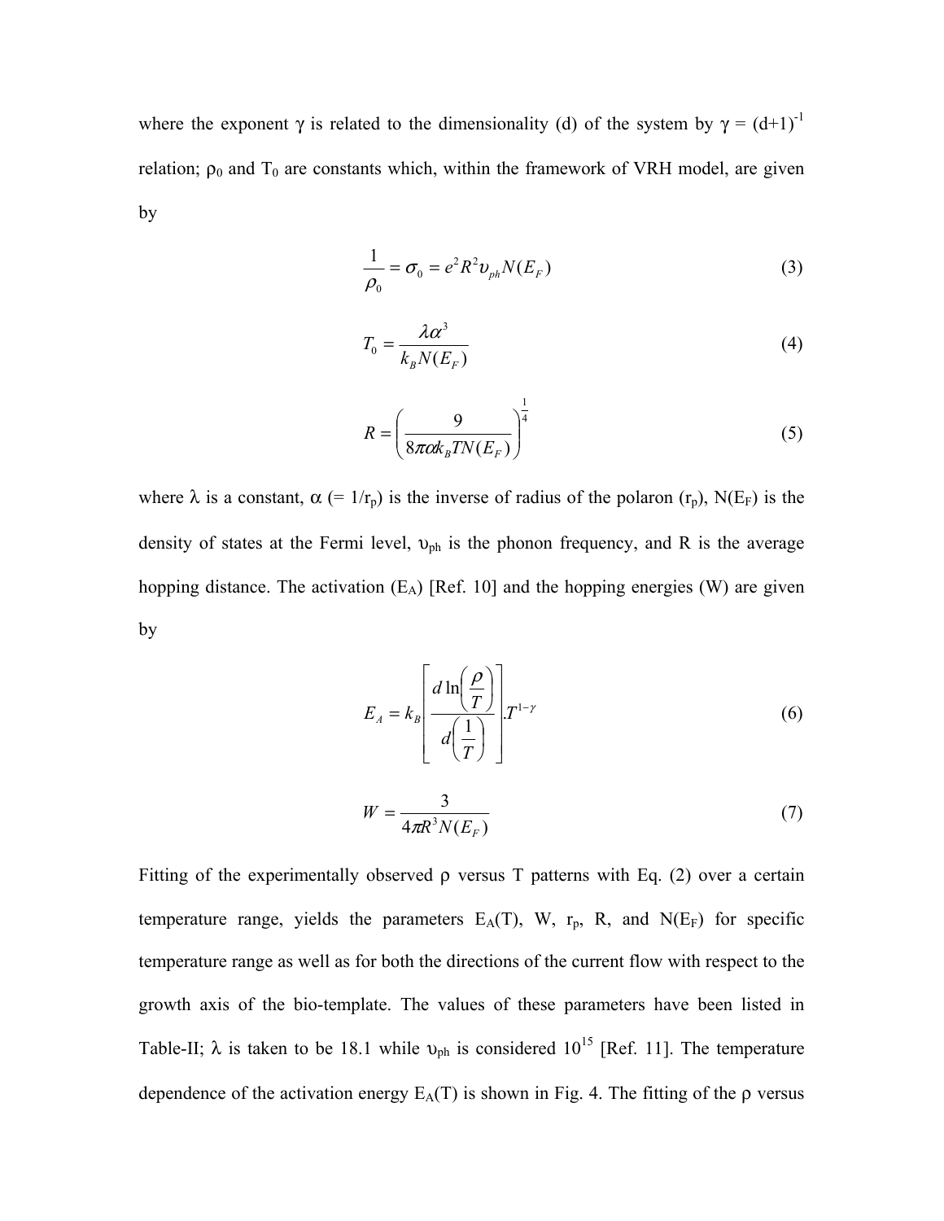where the exponent $\gamma$ is related to the dimensionality (d) of the system by $\gamma = (d+1)^{-1}$ relation; $\rho_0$ and $T_0$ are constants which, within the framework of VRH model, are given by

$$\frac{1}{\rho_0} = \sigma_0 = e^2 R^2 \upsilon_{ph} N(E_F) \tag{3}$$

$$T_0 = \frac{\lambda \alpha^3}{k_B N(E_F)} \tag{4}$$

$$R = \left( \frac{9}{8\pi \alpha k_B T N(E_F)} \right)^{\frac{1}{4}} \tag{5}$$

where $\lambda$ is a constant, $\alpha$ (= $1/r_p$) is the inverse of radius of the polaron ($r_p$), $N(E_F)$ is the density of states at the Fermi level, $\upsilon_{ph}$ is the phonon frequency, and R is the average hopping distance. The activation ($E_A$) [Ref. 10] and the hopping energies (W) are given by

$$E_A = k_B \left[ \frac{d \ln\left(\frac{\rho}{T}\right)}{d\left(\frac{1}{T}\right)} \right] . T^{1-\gamma} \tag{6}$$

$$W = \frac{3}{4\pi R^3 N(E_F)} \tag{7}$$

Fitting of the experimentally observed $\rho$ versus T patterns with Eq. (2) over a certain temperature range, yields the parameters $E_A(T)$, W, $r_p$, R, and $N(E_F)$ for specific temperature range as well as for both the directions of the current flow with respect to the growth axis of the bio-template. The values of these parameters have been listed in Table-II; $\lambda$ is taken to be 18.1 while $\upsilon_{ph}$ is considered $10^{15}$ [Ref. 11]. The temperature dependence of the activation energy $E_A(T)$ is shown in Fig. 4. The fitting of the $\rho$ versus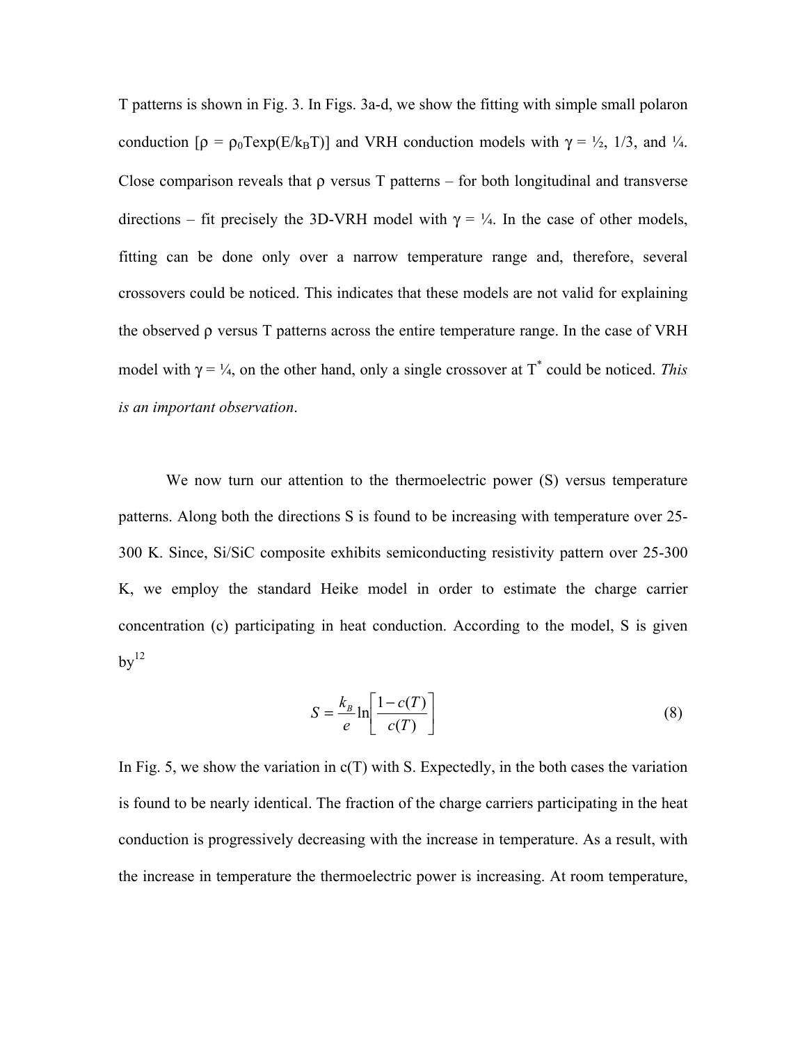T patterns is shown in Fig. 3. In Figs. 3a-d, we show the fitting with simple small polaron conduction [$\rho = \rho_0 T\exp(E/k_B T)$] and VRH conduction models with $\gamma$ = ½, 1/3, and ¼. Close comparison reveals that $\rho$ versus T patterns – for both longitudinal and transverse directions – fit precisely the 3D-VRH model with $\gamma$ = ¼. In the case of other models, fitting can be done only over a narrow temperature range and, therefore, several crossovers could be noticed. This indicates that these models are not valid for explaining the observed $\rho$ versus T patterns across the entire temperature range. In the case of VRH model with $\gamma$ = ¼, on the other hand, only a single crossover at $T^*$ could be noticed. *This is an important observation*.

We now turn our attention to the thermoelectric power (S) versus temperature patterns. Along both the directions S is found to be increasing with temperature over 25-300 K. Since, Si/SiC composite exhibits semiconducting resistivity pattern over 25-300 K, we employ the standard Heike model in order to estimate the charge carrier concentration (c) participating in heat conduction. According to the model, S is given by[12]

$$S = \frac{k_B}{e}\ln\left[\frac{1-c(T)}{c(T)}\right] \tag{8}$$

In Fig. 5, we show the variation in c(T) with S. Expectedly, in the both cases the variation is found to be nearly identical. The fraction of the charge carriers participating in the heat conduction is progressively decreasing with the increase in temperature. As a result, with the increase in temperature the thermoelectric power is increasing. At room temperature,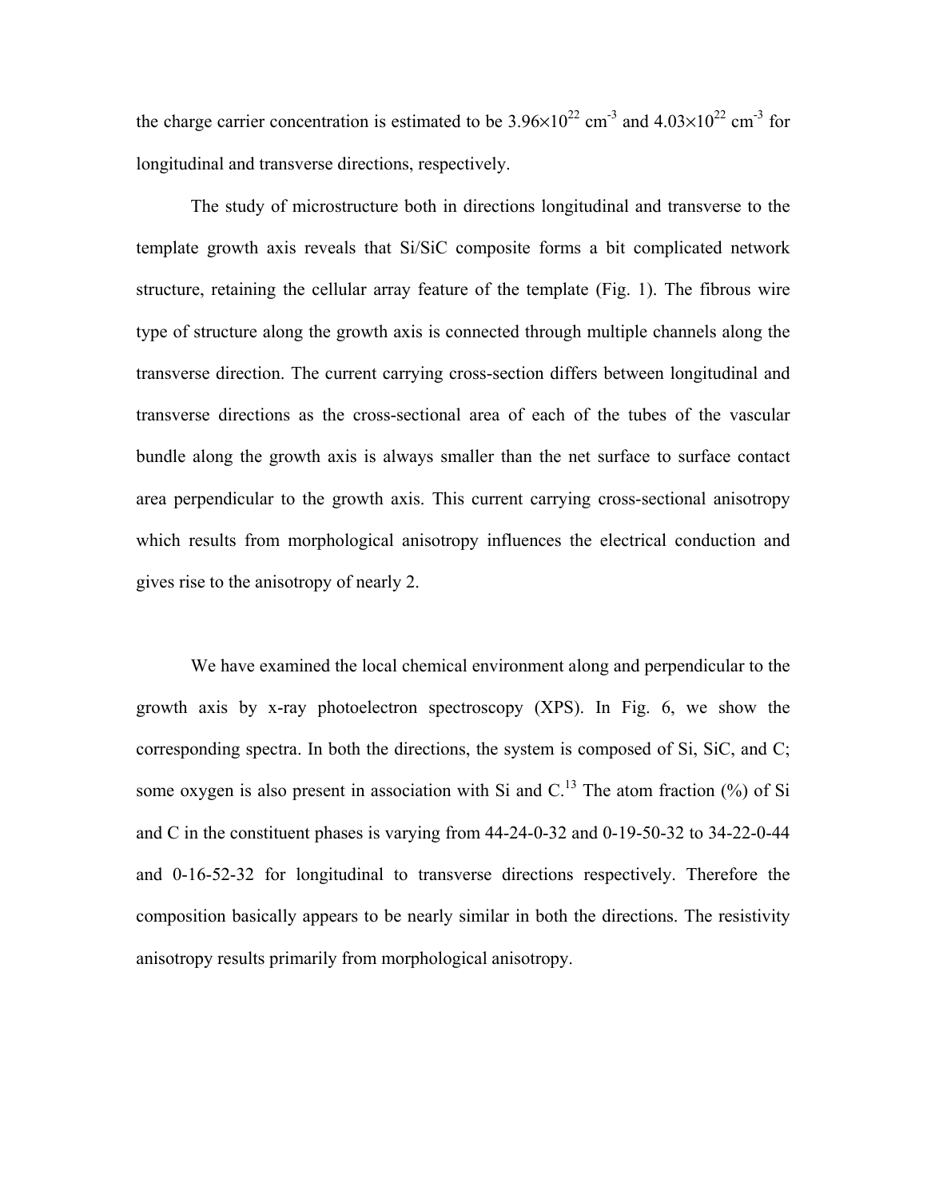the charge carrier concentration is estimated to be $3.96\times10^{22}$ $cm^{-3}$ and $4.03\times10^{22}$ $cm^{-3}$ for longitudinal and transverse directions, respectively.

The study of microstructure both in directions longitudinal and transverse to the template growth axis reveals that Si/SiC composite forms a bit complicated network structure, retaining the cellular array feature of the template (Fig. 1). The fibrous wire type of structure along the growth axis is connected through multiple channels along the transverse direction. The current carrying cross-section differs between longitudinal and transverse directions as the cross-sectional area of each of the tubes of the vascular bundle along the growth axis is always smaller than the net surface to surface contact area perpendicular to the growth axis. This current carrying cross-sectional anisotropy which results from morphological anisotropy influences the electrical conduction and gives rise to the anisotropy of nearly 2.

We have examined the local chemical environment along and perpendicular to the growth axis by x-ray photoelectron spectroscopy (XPS). In Fig. 6, we show the corresponding spectra. In both the directions, the system is composed of Si, SiC, and C; some oxygen is also present in association with Si and C.[13] The atom fraction (%) of Si and C in the constituent phases is varying from 44-24-0-32 and 0-19-50-32 to 34-22-0-44 and 0-16-52-32 for longitudinal to transverse directions respectively. Therefore the composition basically appears to be nearly similar in both the directions. The resistivity anisotropy results primarily from morphological anisotropy.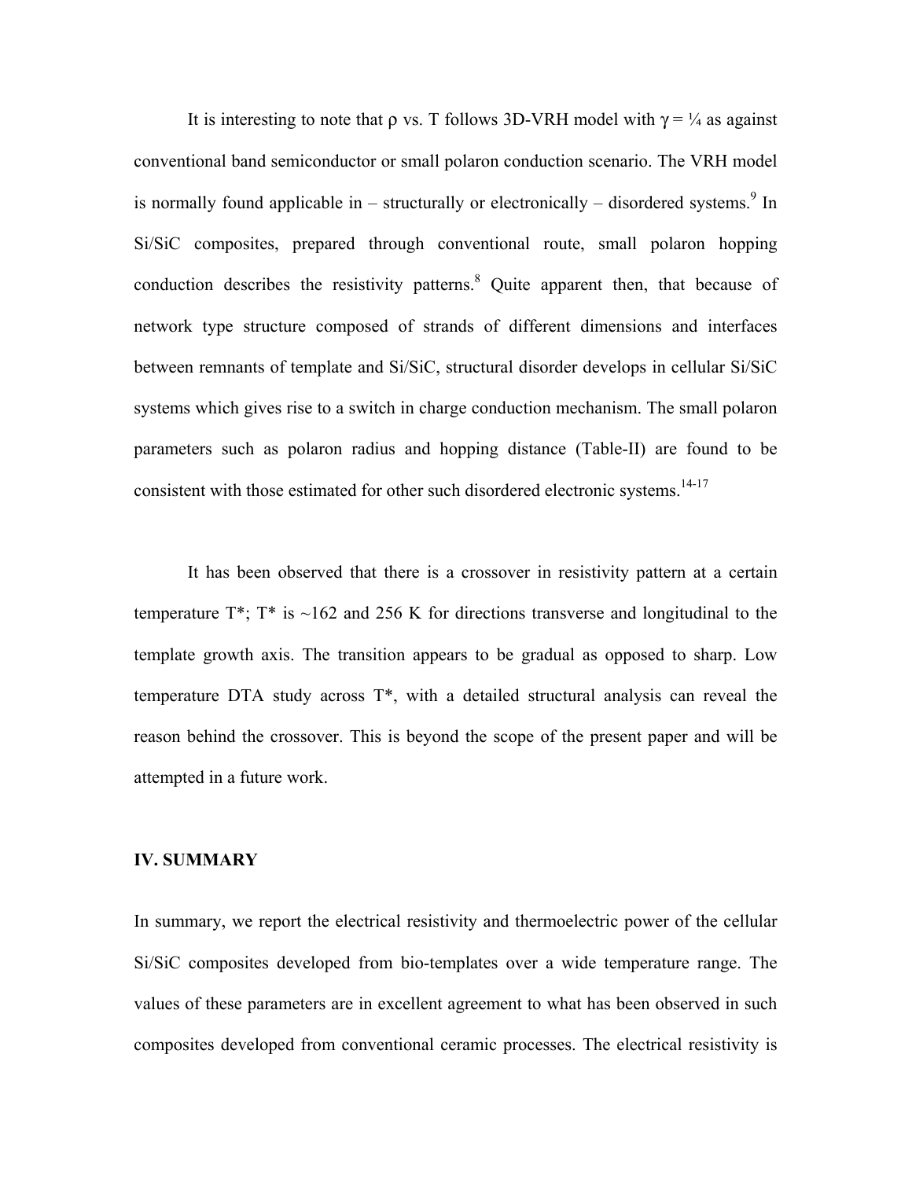It is interesting to note that $\rho$ vs. T follows 3D-VRH model with $\gamma = \frac{1}{4}$ as against conventional band semiconductor or small polaron conduction scenario. The VRH model is normally found applicable in – structurally or electronically – disordered systems.[9] In Si/SiC composites, prepared through conventional route, small polaron hopping conduction describes the resistivity patterns.[8] Quite apparent then, that because of network type structure composed of strands of different dimensions and interfaces between remnants of template and Si/SiC, structural disorder develops in cellular Si/SiC systems which gives rise to a switch in charge conduction mechanism. The small polaron parameters such as polaron radius and hopping distance (Table-II) are found to be consistent with those estimated for other such disordered electronic systems.[14-17]

It has been observed that there is a crossover in resistivity pattern at a certain temperature T*; T* is ~162 and 256 K for directions transverse and longitudinal to the template growth axis. The transition appears to be gradual as opposed to sharp. Low temperature DTA study across T*, with a detailed structural analysis can reveal the reason behind the crossover. This is beyond the scope of the present paper and will be attempted in a future work.

## IV. SUMMARY

In summary, we report the electrical resistivity and thermoelectric power of the cellular Si/SiC composites developed from bio-templates over a wide temperature range. The values of these parameters are in excellent agreement to what has been observed in such composites developed from conventional ceramic processes. The electrical resistivity is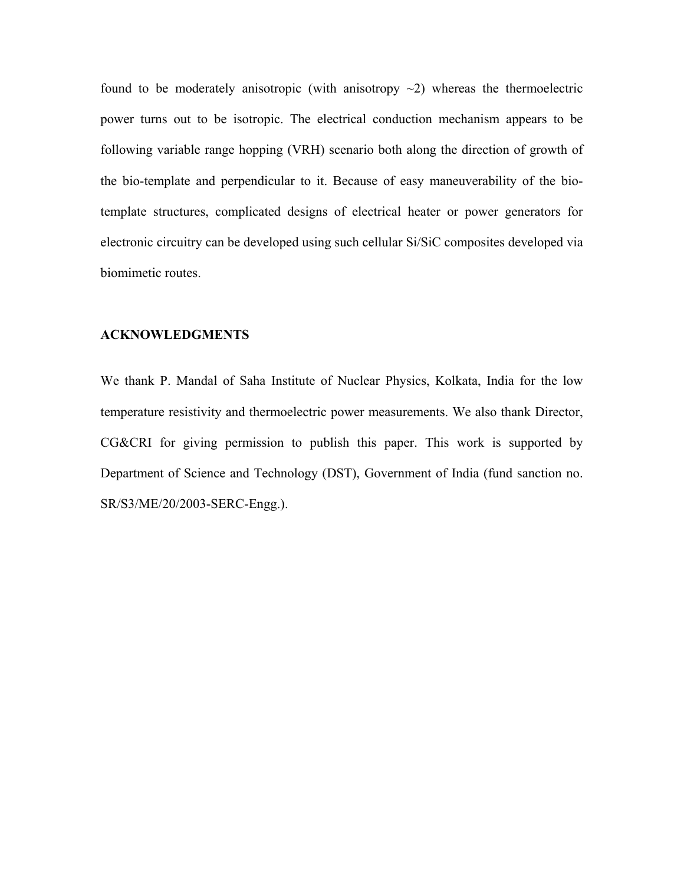found to be moderately anisotropic (with anisotropy ~2) whereas the thermoelectric power turns out to be isotropic. The electrical conduction mechanism appears to be following variable range hopping (VRH) scenario both along the direction of growth of the bio-template and perpendicular to it. Because of easy maneuverability of the bio-template structures, complicated designs of electrical heater or power generators for electronic circuitry can be developed using such cellular Si/SiC composites developed via biomimetic routes.

## ACKNOWLEDGMENTS

We thank P. Mandal of Saha Institute of Nuclear Physics, Kolkata, India for the low temperature resistivity and thermoelectric power measurements. We also thank Director, CG&CRI for giving permission to publish this paper. This work is supported by Department of Science and Technology (DST), Government of India (fund sanction no. SR/S3/ME/20/2003-SERC-Engg.).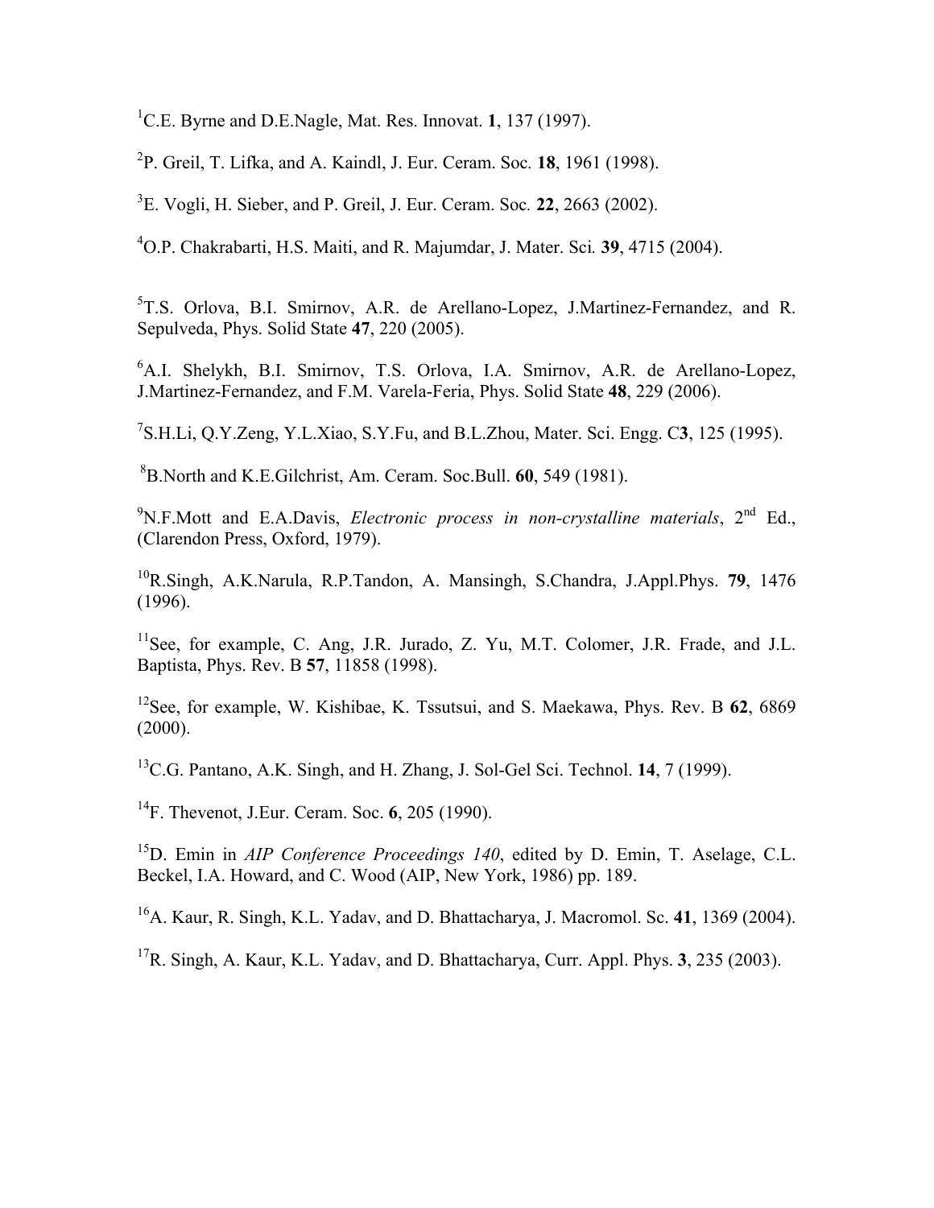[1]C.E. Byrne and D.E.Nagle, Mat. Res. Innovat. **1**, 137 (1997).

[2]P. Greil, T. Lifka, and A. Kaindl, J. Eur. Ceram. Soc. **18**, 1961 (1998).

[3]E. Vogli, H. Sieber, and P. Greil, J. Eur. Ceram. Soc. **22**, 2663 (2002).

[4]O.P. Chakrabarti, H.S. Maiti, and R. Majumdar, J. Mater. Sci. **39**, 4715 (2004).

[5]T.S. Orlova, B.I. Smirnov, A.R. de Arellano-Lopez, J.Martinez-Fernandez, and R. Sepulveda, Phys. Solid State **47**, 220 (2005).

[6]A.I. Shelykh, B.I. Smirnov, T.S. Orlova, I.A. Smirnov, A.R. de Arellano-Lopez, J.Martinez-Fernandez, and F.M. Varela-Feria, Phys. Solid State **48**, 229 (2006).

[7]S.H.Li, Q.Y.Zeng, Y.L.Xiao, S.Y.Fu, and B.L.Zhou, Mater. Sci. Engg. C**3**, 125 (1995).

[8]B.North and K.E.Gilchrist, Am. Ceram. Soc.Bull. **60**, 549 (1981).

[9]N.F.Mott and E.A.Davis, *Electronic process in non-crystalline materials*, 2nd Ed., (Clarendon Press, Oxford, 1979).

[10]R.Singh, A.K.Narula, R.P.Tandon, A. Mansingh, S.Chandra, J.Appl.Phys. **79**, 1476 (1996).

[11]See, for example, C. Ang, J.R. Jurado, Z. Yu, M.T. Colomer, J.R. Frade, and J.L. Baptista, Phys. Rev. B **57**, 11858 (1998).

[12]See, for example, W. Kishibae, K. Tssutsui, and S. Maekawa, Phys. Rev. B **62**, 6869 (2000).

[13]C.G. Pantano, A.K. Singh, and H. Zhang, J. Sol-Gel Sci. Technol. **14**, 7 (1999).

[14]F. Thevenot, J.Eur. Ceram. Soc. **6**, 205 (1990).

[15]D. Emin in *AIP Conference Proceedings 140*, edited by D. Emin, T. Aselage, C.L. Beckel, I.A. Howard, and C. Wood (AIP, New York, 1986) pp. 189.

[16]A. Kaur, R. Singh, K.L. Yadav, and D. Bhattacharya, J. Macromol. Sc. **41**, 1369 (2004).

[17]R. Singh, A. Kaur, K.L. Yadav, and D. Bhattacharya, Curr. Appl. Phys. **3**, 235 (2003).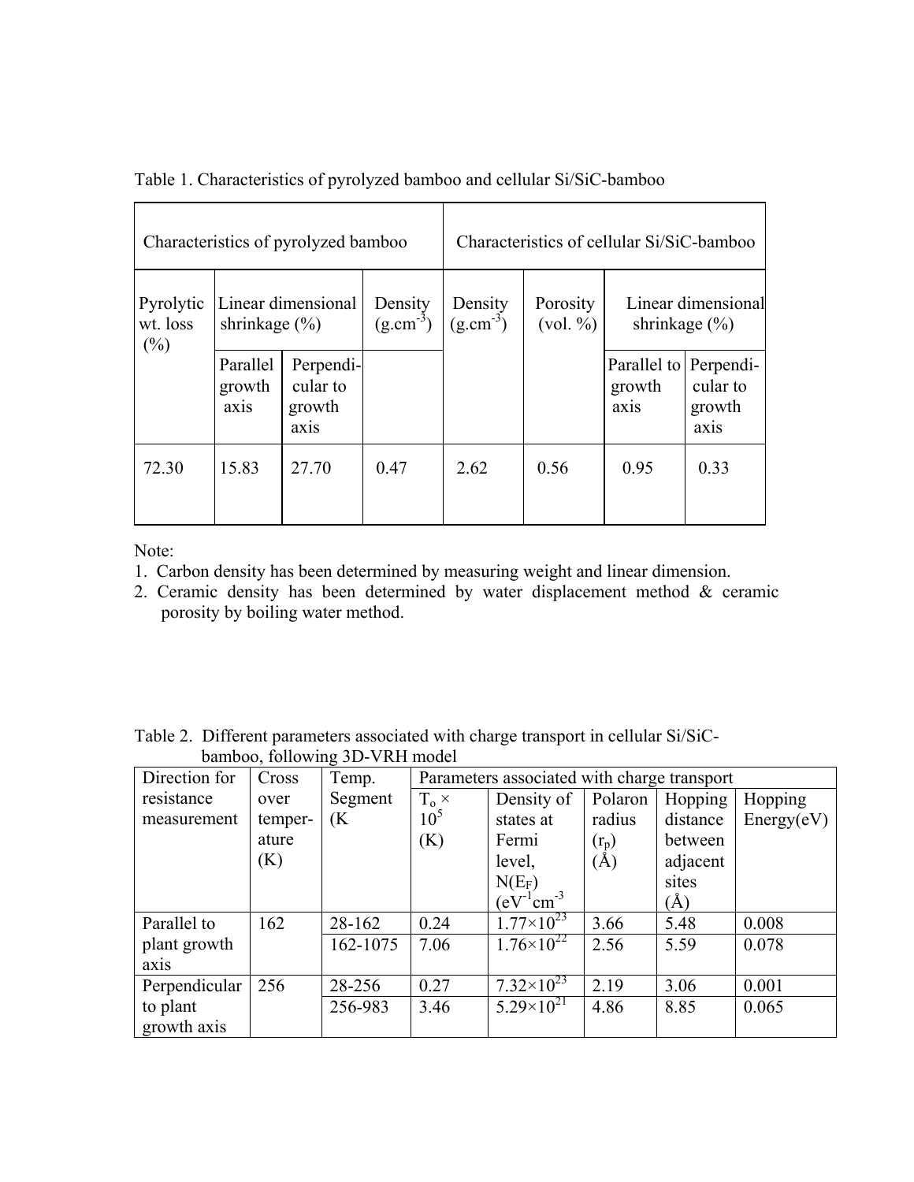Table 1. Characteristics of pyrolyzed bamboo and cellular Si/SiC-bamboo

| Characteristics of pyrolyzed bamboo | | | | Characteristics of cellular Si/SiC-bamboo | | | |
|---|---|---|---|---|---|---|---|
| Pyrolytic wt. loss (%) | Linear dimensional shrinkage (%) | | Density ($g.cm^{-3}$) | Density ($g.cm^{-3}$) | Porosity (vol. %) | Linear dimensional shrinkage (%) | |
| | Parallel growth axis | Perpendicular to growth axis | | | | Parallel to growth axis | Perpendicular to growth axis |
| 72.30 | 15.83 | 27.70 | 0.47 | 2.62 | 0.56 | 0.95 | 0.33 |

Note:
1. Carbon density has been determined by measuring weight and linear dimension.
2. Ceramic density has been determined by water displacement method & ceramic porosity by boiling water method.

Table 2. Different parameters associated with charge transport in cellular Si/SiC-bamboo, following 3D-VRH model

| Direction for resistance measurement | Cross over temperature (K) | Temp. Segment (K | Parameters associated with charge transport | | | | |
|---|---|---|---|---|---|---|---|
| | | | $T_o \times 10^5$ (K) | Density of states at Fermi level, $N(E_F)$ ($eV^{-1}cm^{-3}$ | Polaron radius ($r_p$) (Å) | Hopping distance between adjacent sites (Å) | Hopping Energy(eV) |
| Parallel to plant growth axis | 162 | 28-162 | 0.24 | $1.77\times10^{23}$ | 3.66 | 5.48 | 0.008 |
| | | 162-1075 | 7.06 | $1.76\times10^{22}$ | 2.56 | 5.59 | 0.078 |
| Perpendicular to plant growth axis | 256 | 28-256 | 0.27 | $7.32\times10^{23}$ | 2.19 | 3.06 | 0.001 |
| | | 256-983 | 3.46 | $5.29\times10^{21}$ | 4.86 | 8.85 | 0.065 |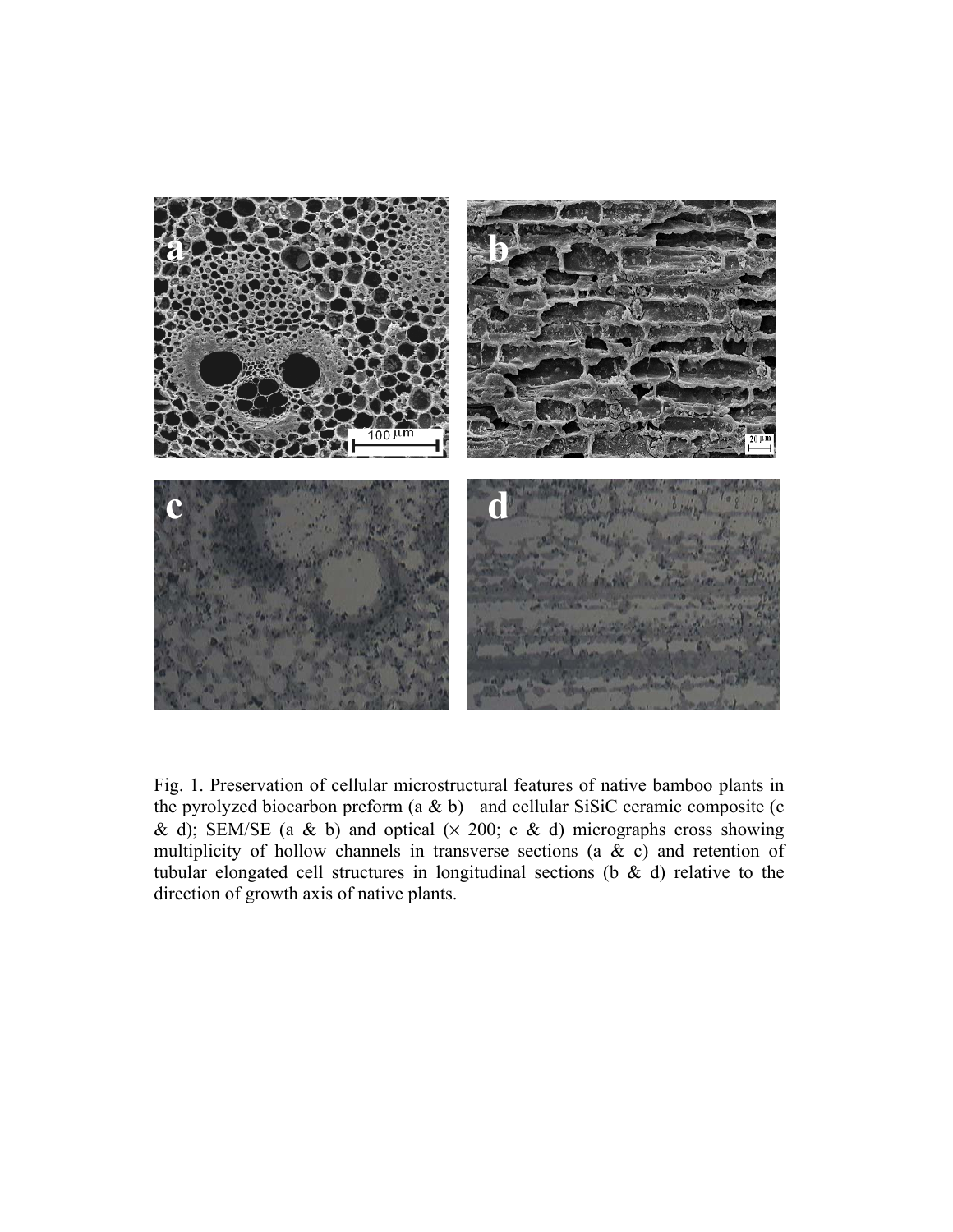Fig. 1. Preservation of cellular microstructural features of native bamboo plants in the pyrolyzed biocarbon preform (a & b) and cellular SiSiC ceramic composite (c & d); SEM/SE (a & b) and optical (× 200; c & d) micrographs cross showing multiplicity of hollow channels in transverse sections (a & c) and retention of tubular elongated cell structures in longitudinal sections (b & d) relative to the direction of growth axis of native plants.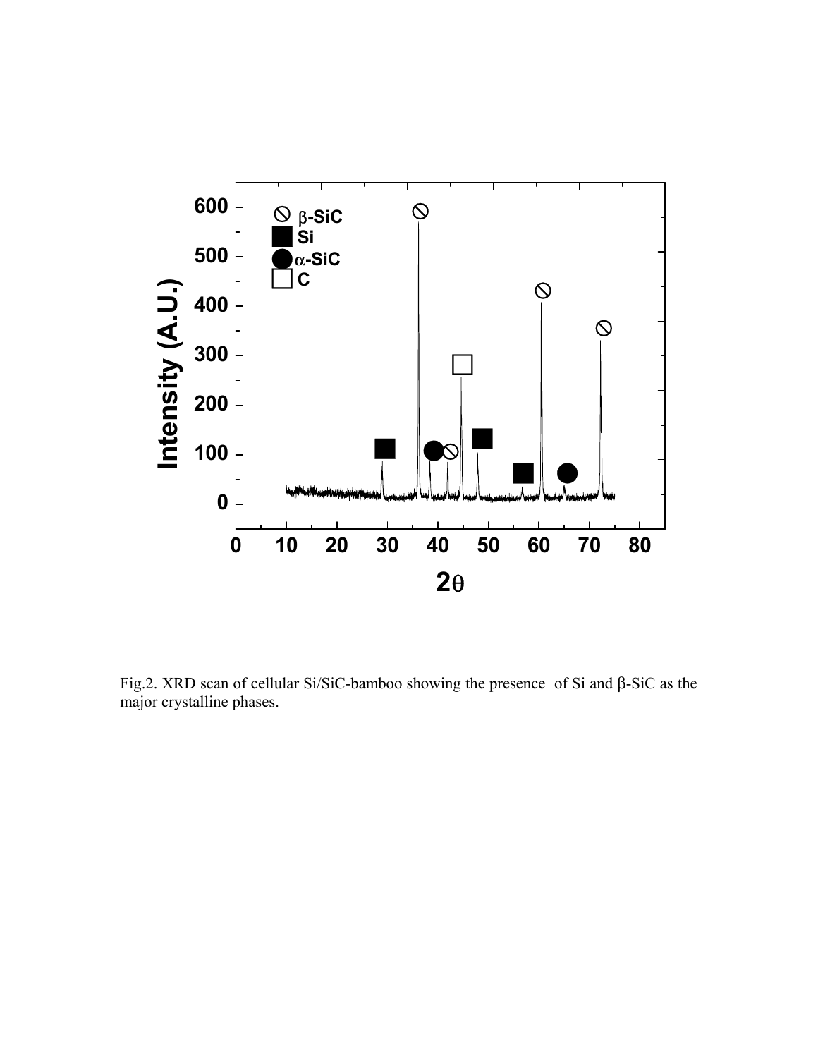Fig.2. XRD scan of cellular Si/SiC-bamboo showing the presence of Si and β-SiC as the major crystalline phases.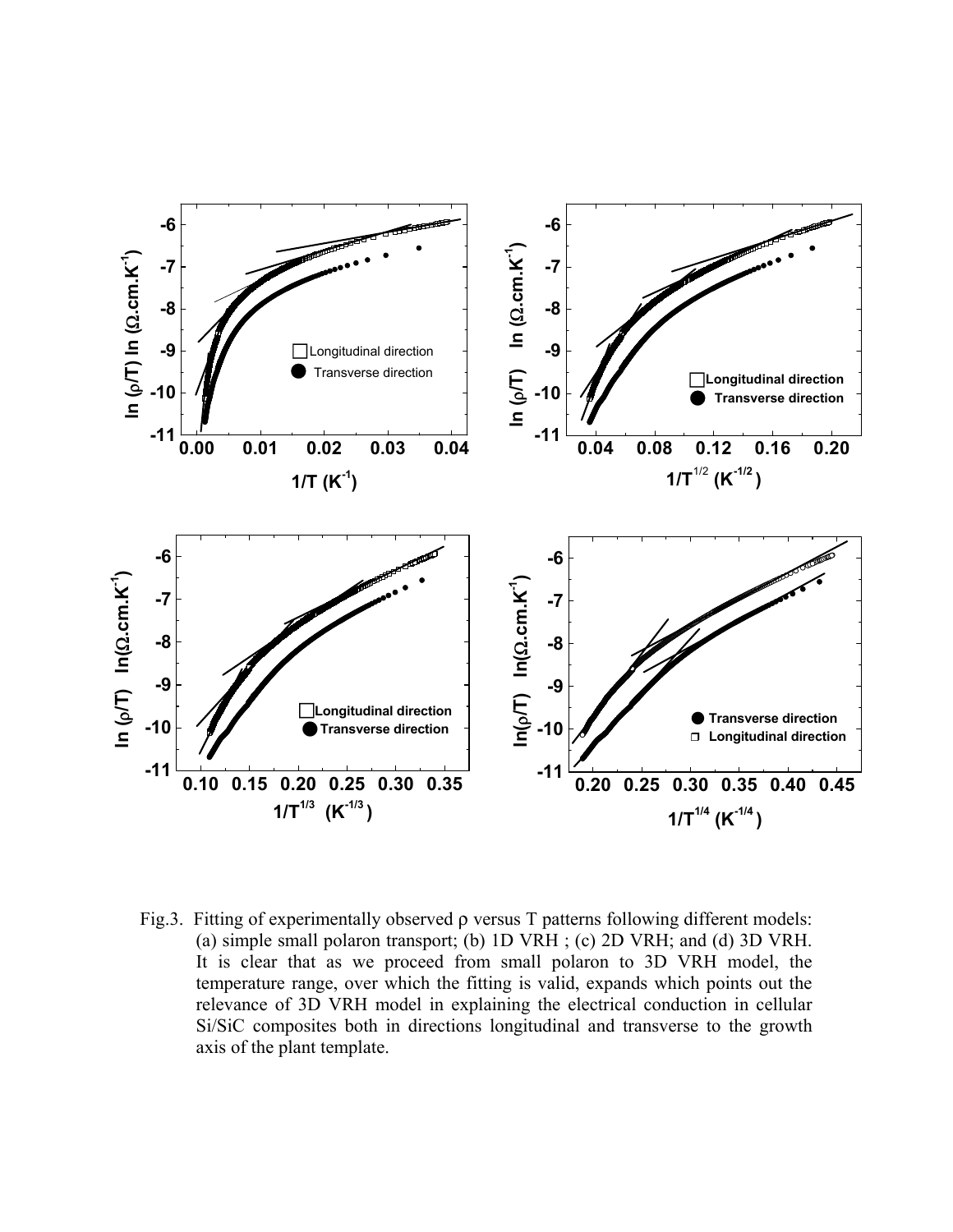Fig.3. Fitting of experimentally observed ρ versus T patterns following different models: (a) simple small polaron transport; (b) 1D VRH ; (c) 2D VRH; and (d) 3D VRH. It is clear that as we proceed from small polaron to 3D VRH model, the temperature range, over which the fitting is valid, expands which points out the relevance of 3D VRH model in explaining the electrical conduction in cellular Si/SiC composites both in directions longitudinal and transverse to the growth axis of the plant template.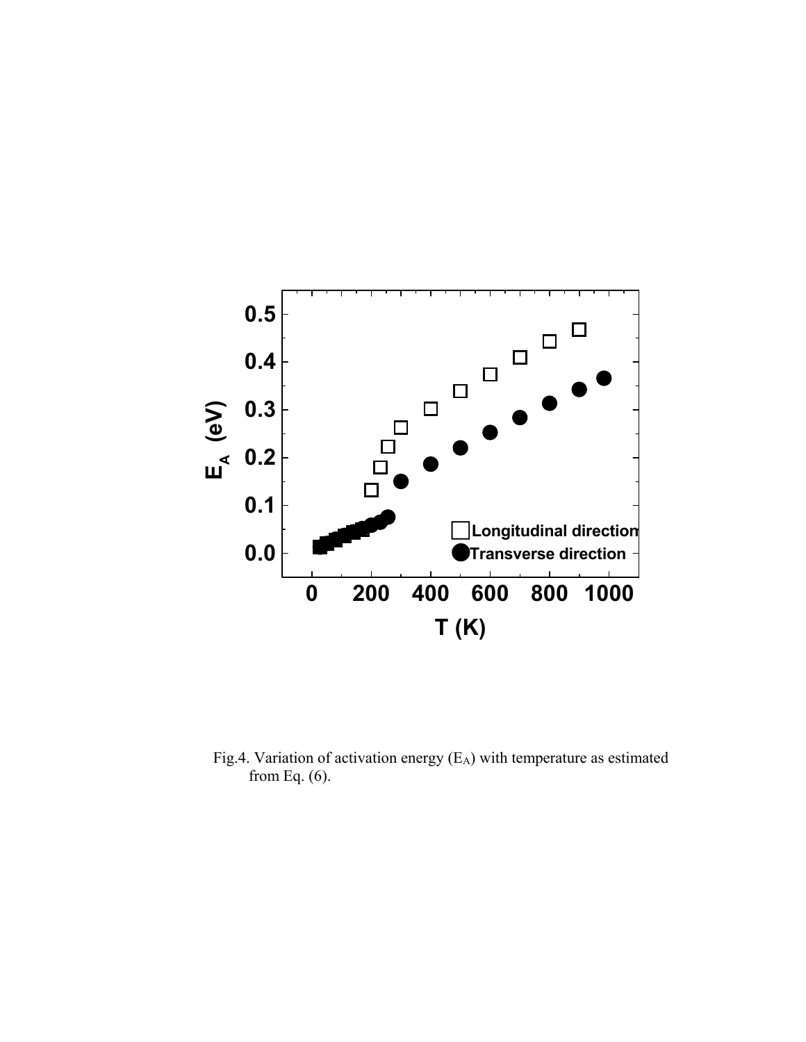Fig.4. Variation of activation energy ($E_A$) with temperature as estimated from Eq. (6).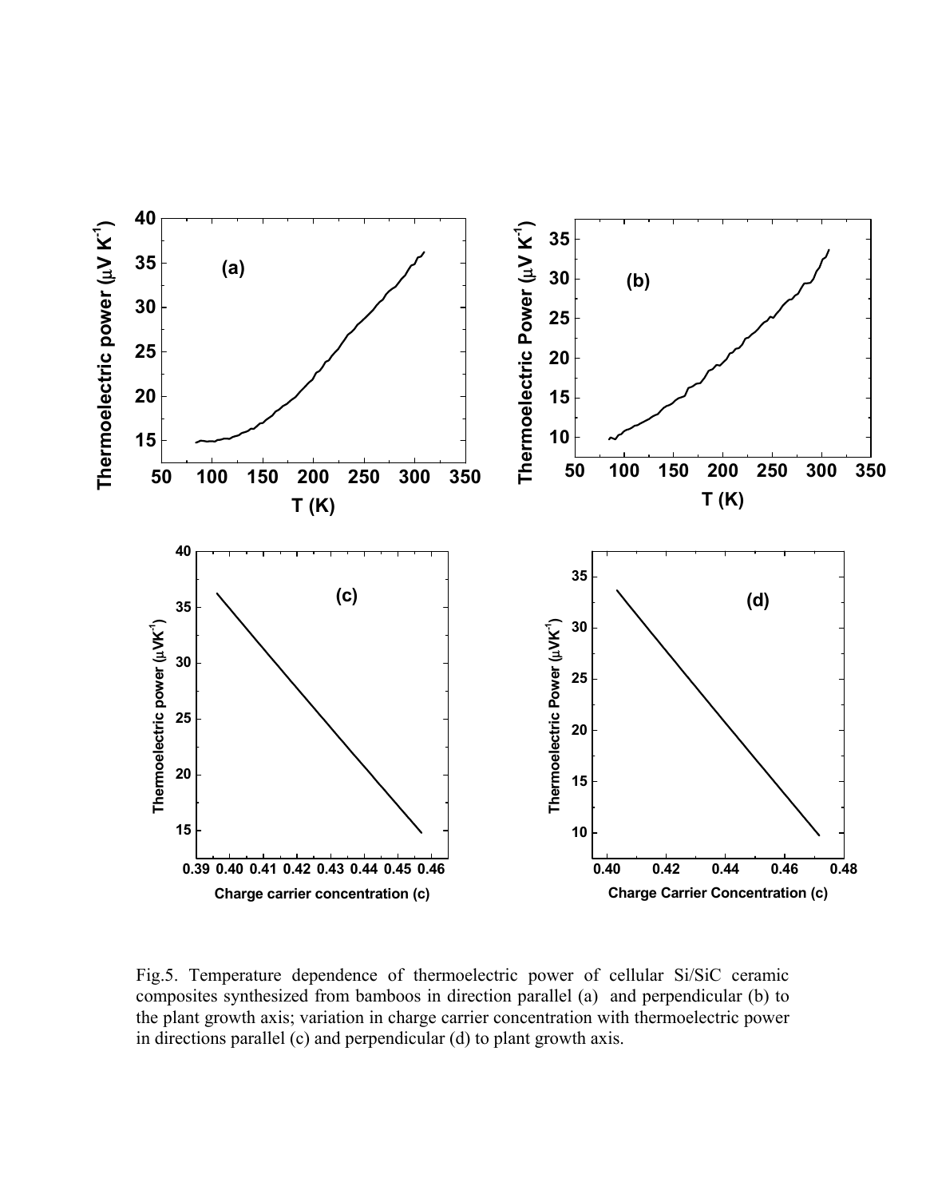Fig.5. Temperature dependence of thermoelectric power of cellular Si/SiC ceramic composites synthesized from bamboos in direction parallel (a) and perpendicular (b) to the plant growth axis; variation in charge carrier concentration with thermoelectric power in directions parallel (c) and perpendicular (d) to plant growth axis.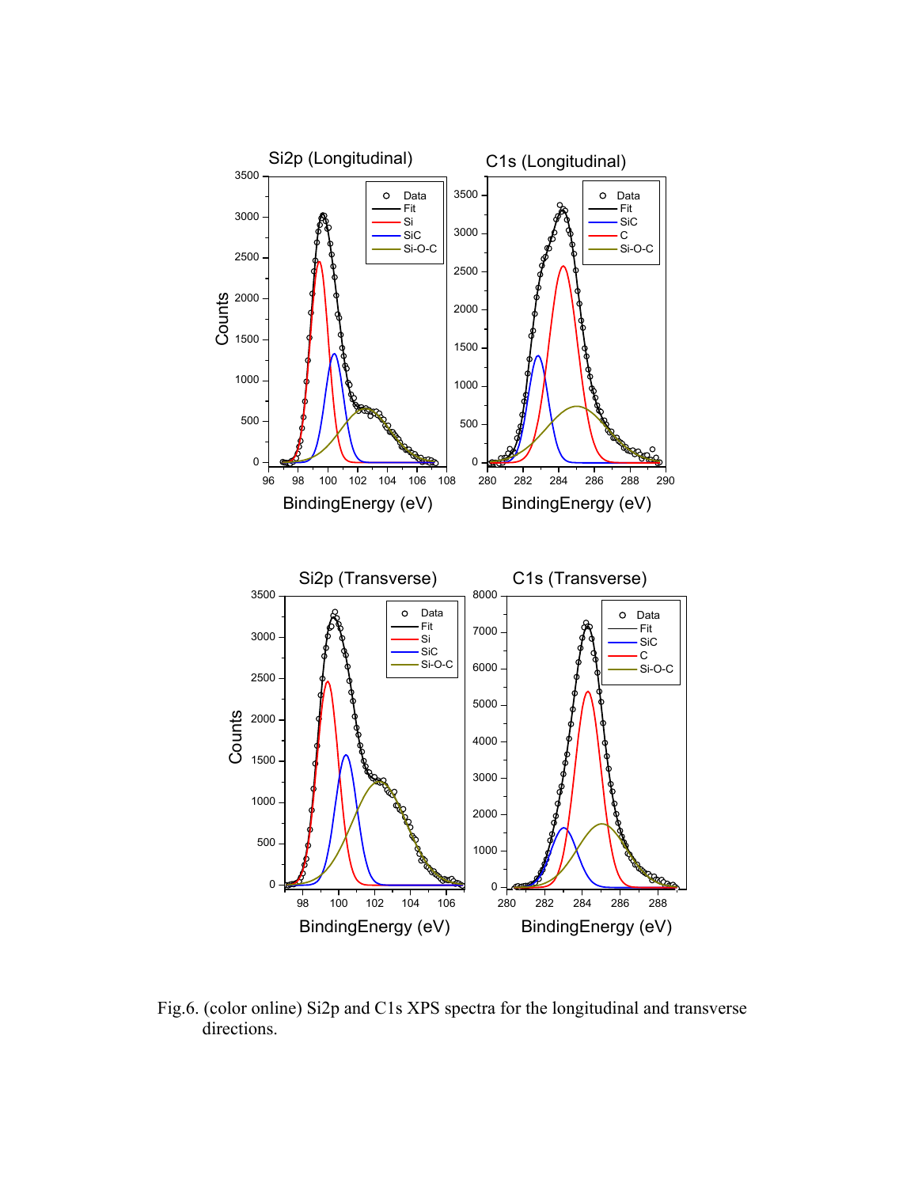Si2p (Longitudinal)

C1s (Longitudinal)

Si2p (Transverse)

C1s (Transverse)

Data
Fit
Si
SiC
Si-O-C

Data
Fit
SiC
C
Si-O-C

Counts

BindingEnergy (eV)

Fig.6. (color online) Si2p and C1s XPS spectra for the longitudinal and transverse directions.